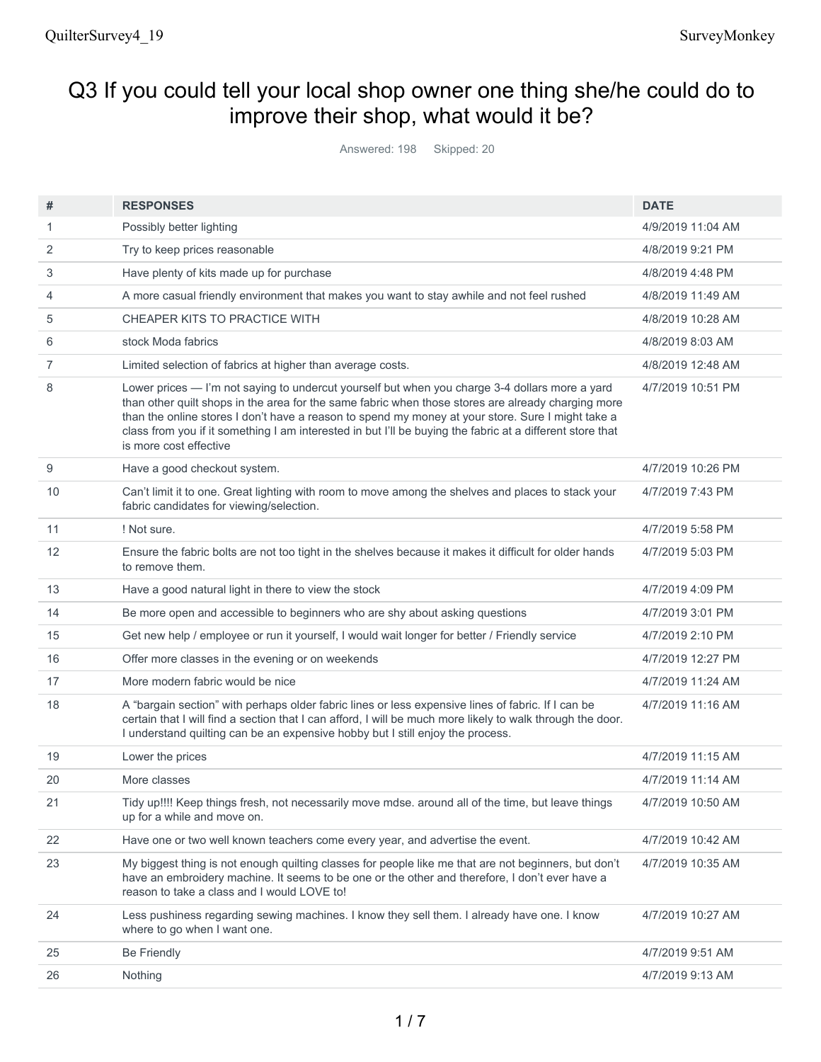# Q3 If you could tell your local shop owner one thing she/he could do to improve their shop, what would it be?

Answered: 198 Skipped: 20

| # | RESPONSES | DATE |
|---|---|---|
| 1 | Possibly better lighting | 4/9/2019 11:04 AM |
| 2 | Try to keep prices reasonable | 4/8/2019 9:21 PM |
| 3 | Have plenty of kits made up for purchase | 4/8/2019 4:48 PM |
| 4 | A more casual friendly environment that makes you want to stay awhile and not feel rushed | 4/8/2019 11:49 AM |
| 5 | CHEAPER KITS TO PRACTICE WITH | 4/8/2019 10:28 AM |
| 6 | stock Moda fabrics | 4/8/2019 8:03 AM |
| 7 | Limited selection of fabrics at higher than average costs. | 4/8/2019 12:48 AM |
| 8 | Lower prices — I'm not saying to undercut yourself but when you charge 3-4 dollars more a yard than other quilt shops in the area for the same fabric when those stores are already charging more than the online stores I don't have a reason to spend my money at your store. Sure I might take a class from you if it something I am interested in but I'll be buying the fabric at a different store that is more cost effective | 4/7/2019 10:51 PM |
| 9 | Have a good checkout system. | 4/7/2019 10:26 PM |
| 10 | Can't limit it to one. Great lighting with room to move among the shelves and places to stack your fabric candidates for viewing/selection. | 4/7/2019 7:43 PM |
| 11 | ! Not sure. | 4/7/2019 5:58 PM |
| 12 | Ensure the fabric bolts are not too tight in the shelves because it makes it difficult for older hands to remove them. | 4/7/2019 5:03 PM |
| 13 | Have a good natural light in there to view the stock | 4/7/2019 4:09 PM |
| 14 | Be more open and accessible to beginners who are shy about asking questions | 4/7/2019 3:01 PM |
| 15 | Get new help / employee or run it yourself, I would wait longer for better / Friendly service | 4/7/2019 2:10 PM |
| 16 | Offer more classes in the evening or on weekends | 4/7/2019 12:27 PM |
| 17 | More modern fabric would be nice | 4/7/2019 11:24 AM |
| 18 | A "bargain section" with perhaps older fabric lines or less expensive lines of fabric. If I can be certain that I will find a section that I can afford, I will be much more likely to walk through the door. I understand quilting can be an expensive hobby but I still enjoy the process. | 4/7/2019 11:16 AM |
| 19 | Lower the prices | 4/7/2019 11:15 AM |
| 20 | More classes | 4/7/2019 11:14 AM |
| 21 | Tidy up!!!! Keep things fresh, not necessarily move mdse. around all of the time, but leave things up for a while and move on. | 4/7/2019 10:50 AM |
| 22 | Have one or two well known teachers come every year, and advertise the event. | 4/7/2019 10:42 AM |
| 23 | My biggest thing is not enough quilting classes for people like me that are not beginners, but don't have an embroidery machine. It seems to be one or the other and therefore, I don't ever have a reason to take a class and I would LOVE to! | 4/7/2019 10:35 AM |
| 24 | Less pushiness regarding sewing machines. I know they sell them. I already have one. I know where to go when I want one. | 4/7/2019 10:27 AM |
| 25 | Be Friendly | 4/7/2019 9:51 AM |
| 26 | Nothing | 4/7/2019 9:13 AM |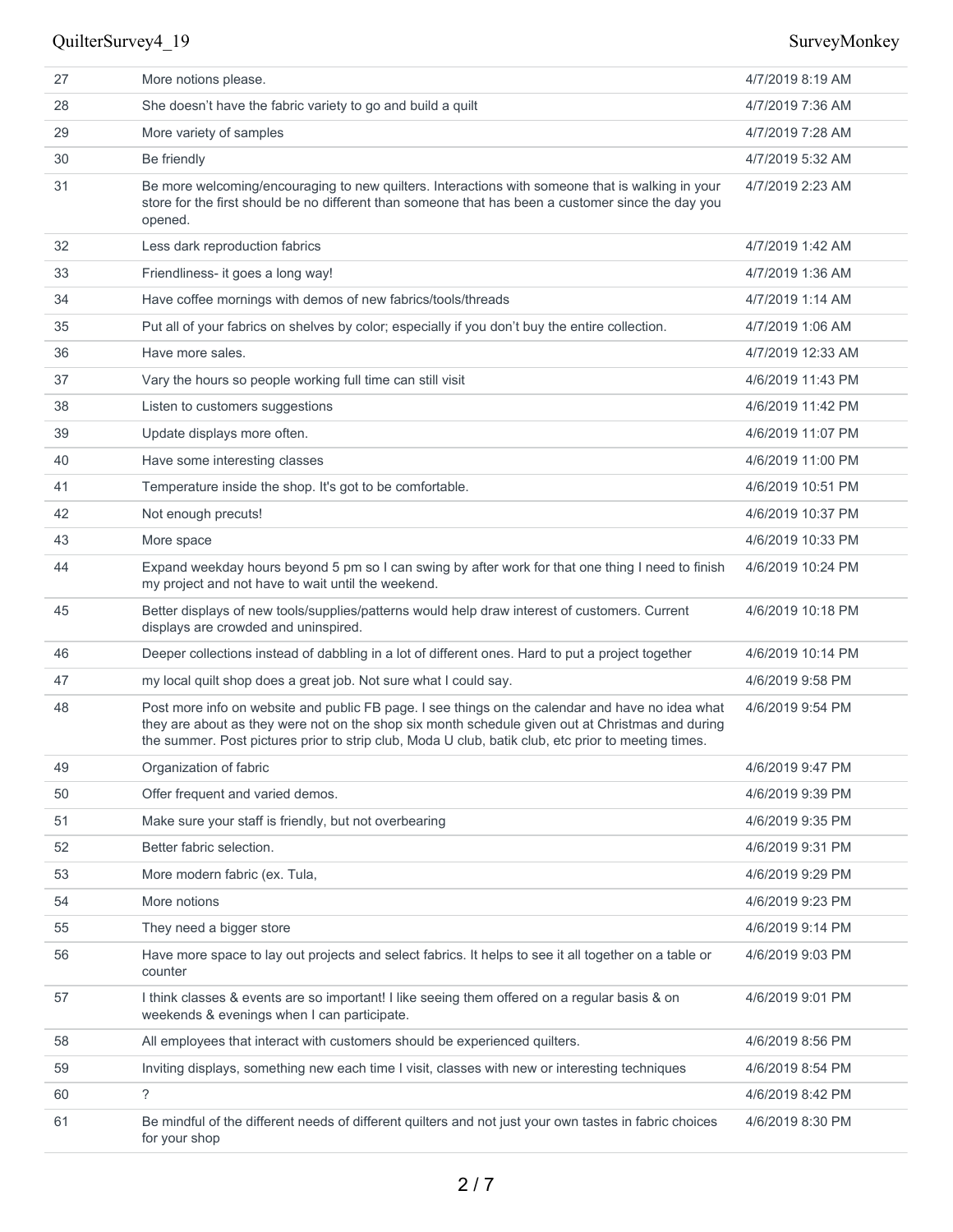| | | |
|---|---|---|
| 27 | More notions please. | 4/7/2019 8:19 AM |
| 28 | She doesn't have the fabric variety to go and build a quilt | 4/7/2019 7:36 AM |
| 29 | More variety of samples | 4/7/2019 7:28 AM |
| 30 | Be friendly | 4/7/2019 5:32 AM |
| 31 | Be more welcoming/encouraging to new quilters. Interactions with someone that is walking in your store for the first should be no different than someone that has been a customer since the day you opened. | 4/7/2019 2:23 AM |
| 32 | Less dark reproduction fabrics | 4/7/2019 1:42 AM |
| 33 | Friendliness- it goes a long way! | 4/7/2019 1:36 AM |
| 34 | Have coffee mornings with demos of new fabrics/tools/threads | 4/7/2019 1:14 AM |
| 35 | Put all of your fabrics on shelves by color; especially if you don't buy the entire collection. | 4/7/2019 1:06 AM |
| 36 | Have more sales. | 4/7/2019 12:33 AM |
| 37 | Vary the hours so people working full time can still visit | 4/6/2019 11:43 PM |
| 38 | Listen to customers suggestions | 4/6/2019 11:42 PM |
| 39 | Update displays more often. | 4/6/2019 11:07 PM |
| 40 | Have some interesting classes | 4/6/2019 11:00 PM |
| 41 | Temperature inside the shop. It's got to be comfortable. | 4/6/2019 10:51 PM |
| 42 | Not enough precuts! | 4/6/2019 10:37 PM |
| 43 | More space | 4/6/2019 10:33 PM |
| 44 | Expand weekday hours beyond 5 pm so I can swing by after work for that one thing I need to finish my project and not have to wait until the weekend. | 4/6/2019 10:24 PM |
| 45 | Better displays of new tools/supplies/patterns would help draw interest of customers. Current displays are crowded and uninspired. | 4/6/2019 10:18 PM |
| 46 | Deeper collections instead of dabbling in a lot of different ones. Hard to put a project together | 4/6/2019 10:14 PM |
| 47 | my local quilt shop does a great job. Not sure what I could say. | 4/6/2019 9:58 PM |
| 48 | Post more info on website and public FB page. I see things on the calendar and have no idea what they are about as they were not on the shop six month schedule given out at Christmas and during the summer. Post pictures prior to strip club, Moda U club, batik club, etc prior to meeting times. | 4/6/2019 9:54 PM |
| 49 | Organization of fabric | 4/6/2019 9:47 PM |
| 50 | Offer frequent and varied demos. | 4/6/2019 9:39 PM |
| 51 | Make sure your staff is friendly, but not overbearing | 4/6/2019 9:35 PM |
| 52 | Better fabric selection. | 4/6/2019 9:31 PM |
| 53 | More modern fabric (ex. Tula, | 4/6/2019 9:29 PM |
| 54 | More notions | 4/6/2019 9:23 PM |
| 55 | They need a bigger store | 4/6/2019 9:14 PM |
| 56 | Have more space to lay out projects and select fabrics. It helps to see it all together on a table or counter | 4/6/2019 9:03 PM |
| 57 | I think classes & events are so important! I like seeing them offered on a regular basis & on weekends & evenings when I can participate. | 4/6/2019 9:01 PM |
| 58 | All employees that interact with customers should be experienced quilters. | 4/6/2019 8:56 PM |
| 59 | Inviting displays, something new each time I visit, classes with new or interesting techniques | 4/6/2019 8:54 PM |
| 60 | ? | 4/6/2019 8:42 PM |
| 61 | Be mindful of the different needs of different quilters and not just your own tastes in fabric choices for your shop | 4/6/2019 8:30 PM |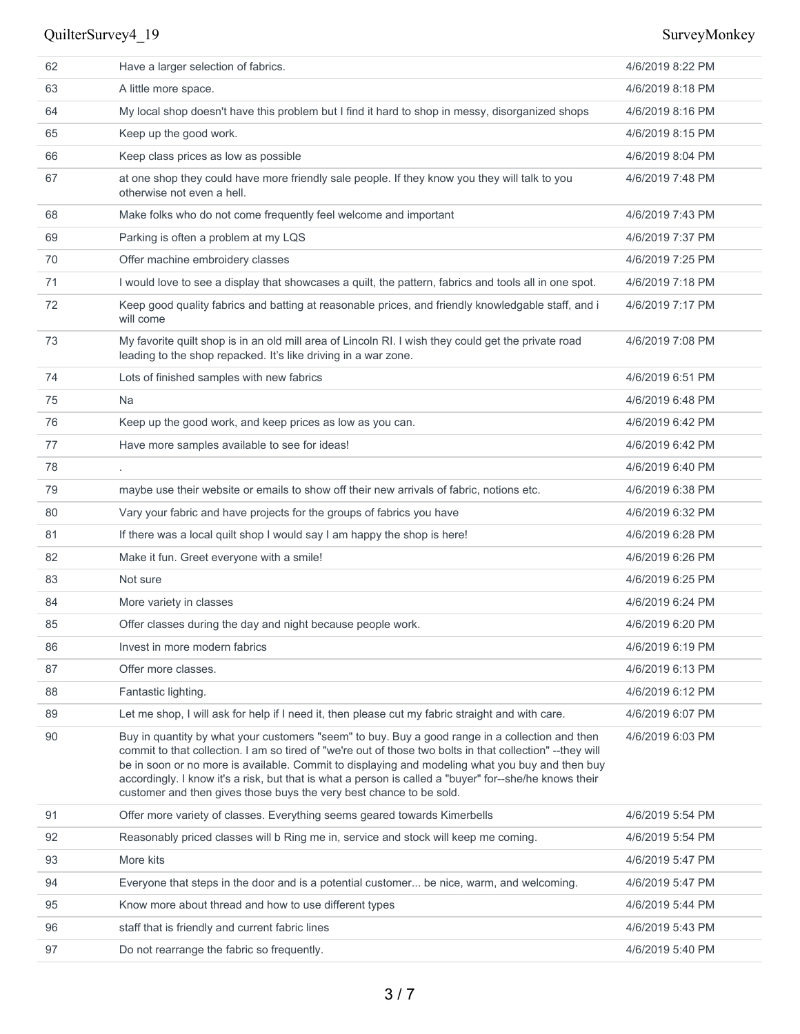| | | |
|---|---|---|
| 62 | Have a larger selection of fabrics. | 4/6/2019 8:22 PM |
| 63 | A little more space. | 4/6/2019 8:18 PM |
| 64 | My local shop doesn't have this problem but I find it hard to shop in messy, disorganized shops | 4/6/2019 8:16 PM |
| 65 | Keep up the good work. | 4/6/2019 8:15 PM |
| 66 | Keep class prices as low as possible | 4/6/2019 8:04 PM |
| 67 | at one shop they could have more friendly sale people. If they know you they will talk to you otherwise not even a hell. | 4/6/2019 7:48 PM |
| 68 | Make folks who do not come frequently feel welcome and important | 4/6/2019 7:43 PM |
| 69 | Parking is often a problem at my LQS | 4/6/2019 7:37 PM |
| 70 | Offer machine embroidery classes | 4/6/2019 7:25 PM |
| 71 | I would love to see a display that showcases a quilt, the pattern, fabrics and tools all in one spot. | 4/6/2019 7:18 PM |
| 72 | Keep good quality fabrics and batting at reasonable prices, and friendly knowledgable staff, and i will come | 4/6/2019 7:17 PM |
| 73 | My favorite quilt shop is in an old mill area of Lincoln RI. I wish they could get the private road leading to the shop repacked. It's like driving in a war zone. | 4/6/2019 7:08 PM |
| 74 | Lots of finished samples with new fabrics | 4/6/2019 6:51 PM |
| 75 | Na | 4/6/2019 6:48 PM |
| 76 | Keep up the good work, and keep prices as low as you can. | 4/6/2019 6:42 PM |
| 77 | Have more samples available to see for ideas! | 4/6/2019 6:42 PM |
| 78 | . | 4/6/2019 6:40 PM |
| 79 | maybe use their website or emails to show off their new arrivals of fabric, notions etc. | 4/6/2019 6:38 PM |
| 80 | Vary your fabric and have projects for the groups of fabrics you have | 4/6/2019 6:32 PM |
| 81 | If there was a local quilt shop I would say I am happy the shop is here! | 4/6/2019 6:28 PM |
| 82 | Make it fun. Greet everyone with a smile! | 4/6/2019 6:26 PM |
| 83 | Not sure | 4/6/2019 6:25 PM |
| 84 | More variety in classes | 4/6/2019 6:24 PM |
| 85 | Offer classes during the day and night because people work. | 4/6/2019 6:20 PM |
| 86 | Invest in more modern fabrics | 4/6/2019 6:19 PM |
| 87 | Offer more classes. | 4/6/2019 6:13 PM |
| 88 | Fantastic lighting. | 4/6/2019 6:12 PM |
| 89 | Let me shop, I will ask for help if I need it, then please cut my fabric straight and with care. | 4/6/2019 6:07 PM |
| 90 | Buy in quantity by what your customers "seem" to buy. Buy a good range in a collection and then commit to that collection. I am so tired of "we're out of those two bolts in that collection" --they will be in soon or no more is available. Commit to displaying and modeling what you buy and then buy accordingly. I know it's a risk, but that is what a person is called a "buyer" for--she/he knows their customer and then gives those buys the very best chance to be sold. | 4/6/2019 6:03 PM |
| 91 | Offer more variety of classes. Everything seems geared towards Kimerbells | 4/6/2019 5:54 PM |
| 92 | Reasonably priced classes will b Ring me in, service and stock will keep me coming. | 4/6/2019 5:54 PM |
| 93 | More kits | 4/6/2019 5:47 PM |
| 94 | Everyone that steps in the door and is a potential customer... be nice, warm, and welcoming. | 4/6/2019 5:47 PM |
| 95 | Know more about thread and how to use different types | 4/6/2019 5:44 PM |
| 96 | staff that is friendly and current fabric lines | 4/6/2019 5:43 PM |
| 97 | Do not rearrange the fabric so frequently. | 4/6/2019 5:40 PM |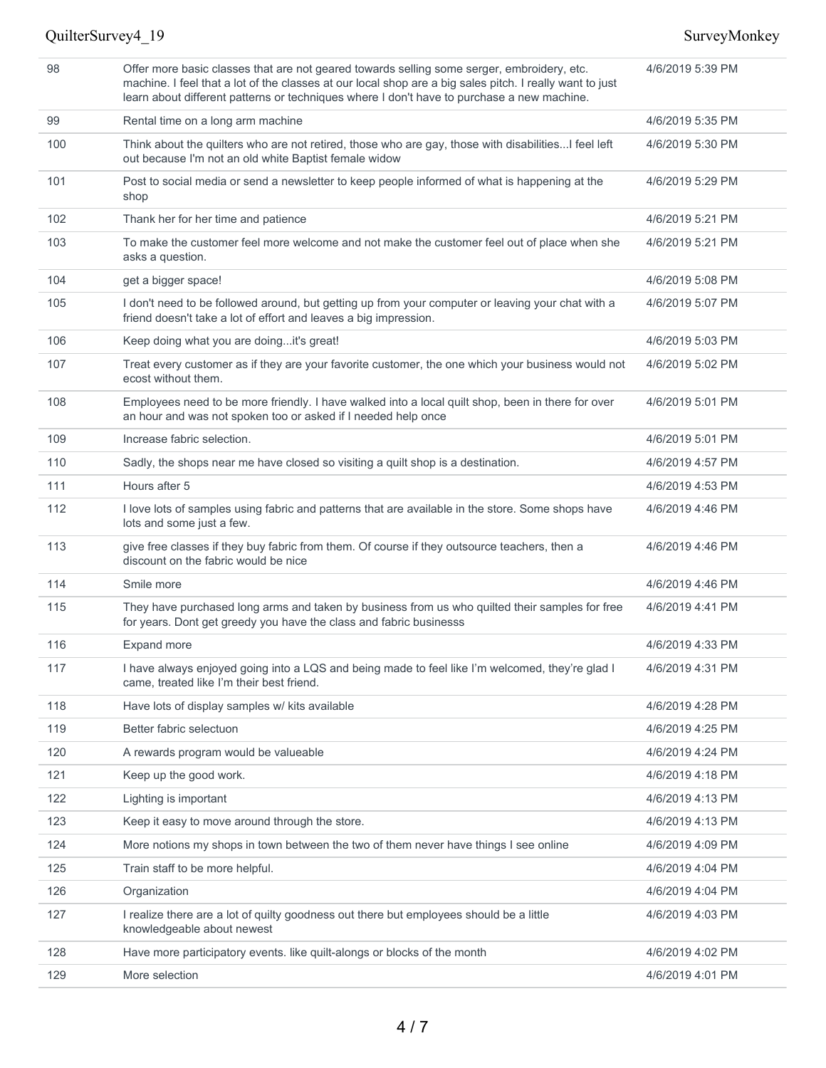| | | |
|---|---|---|
| 98 | Offer more basic classes that are not geared towards selling some serger, embroidery, etc. machine. I feel that a lot of the classes at our local shop are a big sales pitch. I really want to just learn about different patterns or techniques where I don't have to purchase a new machine. | 4/6/2019 5:39 PM |
| 99 | Rental time on a long arm machine | 4/6/2019 5:35 PM |
| 100 | Think about the quilters who are not retired, those who are gay, those with disabilities...I feel left out because I'm not an old white Baptist female widow | 4/6/2019 5:30 PM |
| 101 | Post to social media or send a newsletter to keep people informed of what is happening at the shop | 4/6/2019 5:29 PM |
| 102 | Thank her for her time and patience | 4/6/2019 5:21 PM |
| 103 | To make the customer feel more welcome and not make the customer feel out of place when she asks a question. | 4/6/2019 5:21 PM |
| 104 | get a bigger space! | 4/6/2019 5:08 PM |
| 105 | I don't need to be followed around, but getting up from your computer or leaving your chat with a friend doesn't take a lot of effort and leaves a big impression. | 4/6/2019 5:07 PM |
| 106 | Keep doing what you are doing...it's great! | 4/6/2019 5:03 PM |
| 107 | Treat every customer as if they are your favorite customer, the one which your business would not ecost without them. | 4/6/2019 5:02 PM |
| 108 | Employees need to be more friendly. I have walked into a local quilt shop, been in there for over an hour and was not spoken too or asked if I needed help once | 4/6/2019 5:01 PM |
| 109 | Increase fabric selection. | 4/6/2019 5:01 PM |
| 110 | Sadly, the shops near me have closed so visiting a quilt shop is a destination. | 4/6/2019 4:57 PM |
| 111 | Hours after 5 | 4/6/2019 4:53 PM |
| 112 | I love lots of samples using fabric and patterns that are available in the store. Some shops have lots and some just a few. | 4/6/2019 4:46 PM |
| 113 | give free classes if they buy fabric from them. Of course if they outsource teachers, then a discount on the fabric would be nice | 4/6/2019 4:46 PM |
| 114 | Smile more | 4/6/2019 4:46 PM |
| 115 | They have purchased long arms and taken by business from us who quilted their samples for free for years. Dont get greedy you have the class and fabric businesss | 4/6/2019 4:41 PM |
| 116 | Expand more | 4/6/2019 4:33 PM |
| 117 | I have always enjoyed going into a LQS and being made to feel like I'm welcomed, they're glad I came, treated like I'm their best friend. | 4/6/2019 4:31 PM |
| 118 | Have lots of display samples w/ kits available | 4/6/2019 4:28 PM |
| 119 | Better fabric selectuon | 4/6/2019 4:25 PM |
| 120 | A rewards program would be valueable | 4/6/2019 4:24 PM |
| 121 | Keep up the good work. | 4/6/2019 4:18 PM |
| 122 | Lighting is important | 4/6/2019 4:13 PM |
| 123 | Keep it easy to move around through the store. | 4/6/2019 4:13 PM |
| 124 | More notions my shops in town between the two of them never have things I see online | 4/6/2019 4:09 PM |
| 125 | Train staff to be more helpful. | 4/6/2019 4:04 PM |
| 126 | Organization | 4/6/2019 4:04 PM |
| 127 | I realize there are a lot of quilty goodness out there but employees should be a little knowledgeable about newest | 4/6/2019 4:03 PM |
| 128 | Have more participatory events. like quilt-alongs or blocks of the month | 4/6/2019 4:02 PM |
| 129 | More selection | 4/6/2019 4:01 PM |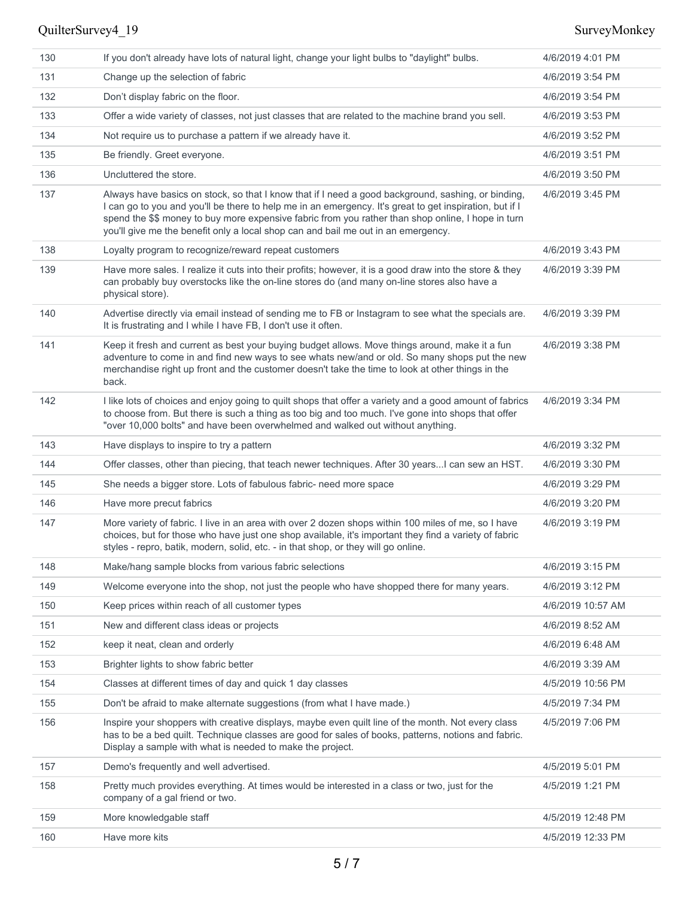| | | |
|---|---|---|
| 130 | If you don't already have lots of natural light, change your light bulbs to "daylight" bulbs. | 4/6/2019 4:01 PM |
| 131 | Change up the selection of fabric | 4/6/2019 3:54 PM |
| 132 | Don't display fabric on the floor. | 4/6/2019 3:54 PM |
| 133 | Offer a wide variety of classes, not just classes that are related to the machine brand you sell. | 4/6/2019 3:53 PM |
| 134 | Not require us to purchase a pattern if we already have it. | 4/6/2019 3:52 PM |
| 135 | Be friendly. Greet everyone. | 4/6/2019 3:51 PM |
| 136 | Uncluttered the store. | 4/6/2019 3:50 PM |
| 137 | Always have basics on stock, so that I know that if I need a good background, sashing, or binding, I can go to you and you'll be there to help me in an emergency. It's great to get inspiration, but if I spend the $$ money to buy more expensive fabric from you rather than shop online, I hope in turn you'll give me the benefit only a local shop can and bail me out in an emergency. | 4/6/2019 3:45 PM |
| 138 | Loyalty program to recognize/reward repeat customers | 4/6/2019 3:43 PM |
| 139 | Have more sales. I realize it cuts into their profits; however, it is a good draw into the store & they can probably buy overstocks like the on-line stores do (and many on-line stores also have a physical store). | 4/6/2019 3:39 PM |
| 140 | Advertise directly via email instead of sending me to FB or Instagram to see what the specials are. It is frustrating and I while I have FB, I don't use it often. | 4/6/2019 3:39 PM |
| 141 | Keep it fresh and current as best your buying budget allows. Move things around, make it a fun adventure to come in and find new ways to see whats new/and or old. So many shops put the new merchandise right up front and the customer doesn't take the time to look at other things in the back. | 4/6/2019 3:38 PM |
| 142 | I like lots of choices and enjoy going to quilt shops that offer a variety and a good amount of fabrics to choose from. But there is such a thing as too big and too much. I've gone into shops that offer "over 10,000 bolts" and have been overwhelmed and walked out without anything. | 4/6/2019 3:34 PM |
| 143 | Have displays to inspire to try a pattern | 4/6/2019 3:32 PM |
| 144 | Offer classes, other than piecing, that teach newer techniques. After 30 years...I can sew an HST. | 4/6/2019 3:30 PM |
| 145 | She needs a bigger store. Lots of fabulous fabric- need more space | 4/6/2019 3:29 PM |
| 146 | Have more precut fabrics | 4/6/2019 3:20 PM |
| 147 | More variety of fabric. I live in an area with over 2 dozen shops within 100 miles of me, so I have choices, but for those who have just one shop available, it's important they find a variety of fabric styles - repro, batik, modern, solid, etc. - in that shop, or they will go online. | 4/6/2019 3:19 PM |
| 148 | Make/hang sample blocks from various fabric selections | 4/6/2019 3:15 PM |
| 149 | Welcome everyone into the shop, not just the people who have shopped there for many years. | 4/6/2019 3:12 PM |
| 150 | Keep prices within reach of all customer types | 4/6/2019 10:57 AM |
| 151 | New and different class ideas or projects | 4/6/2019 8:52 AM |
| 152 | keep it neat, clean and orderly | 4/6/2019 6:48 AM |
| 153 | Brighter lights to show fabric better | 4/6/2019 3:39 AM |
| 154 | Classes at different times of day and quick 1 day classes | 4/5/2019 10:56 PM |
| 155 | Don't be afraid to make alternate suggestions (from what I have made.) | 4/5/2019 7:34 PM |
| 156 | Inspire your shoppers with creative displays, maybe even quilt line of the month. Not every class has to be a bed quilt. Technique classes are good for sales of books, patterns, notions and fabric. Display a sample with what is needed to make the project. | 4/5/2019 7:06 PM |
| 157 | Demo's frequently and well advertised. | 4/5/2019 5:01 PM |
| 158 | Pretty much provides everything. At times would be interested in a class or two, just for the company of a gal friend or two. | 4/5/2019 1:21 PM |
| 159 | More knowledgable staff | 4/5/2019 12:48 PM |
| 160 | Have more kits | 4/5/2019 12:33 PM |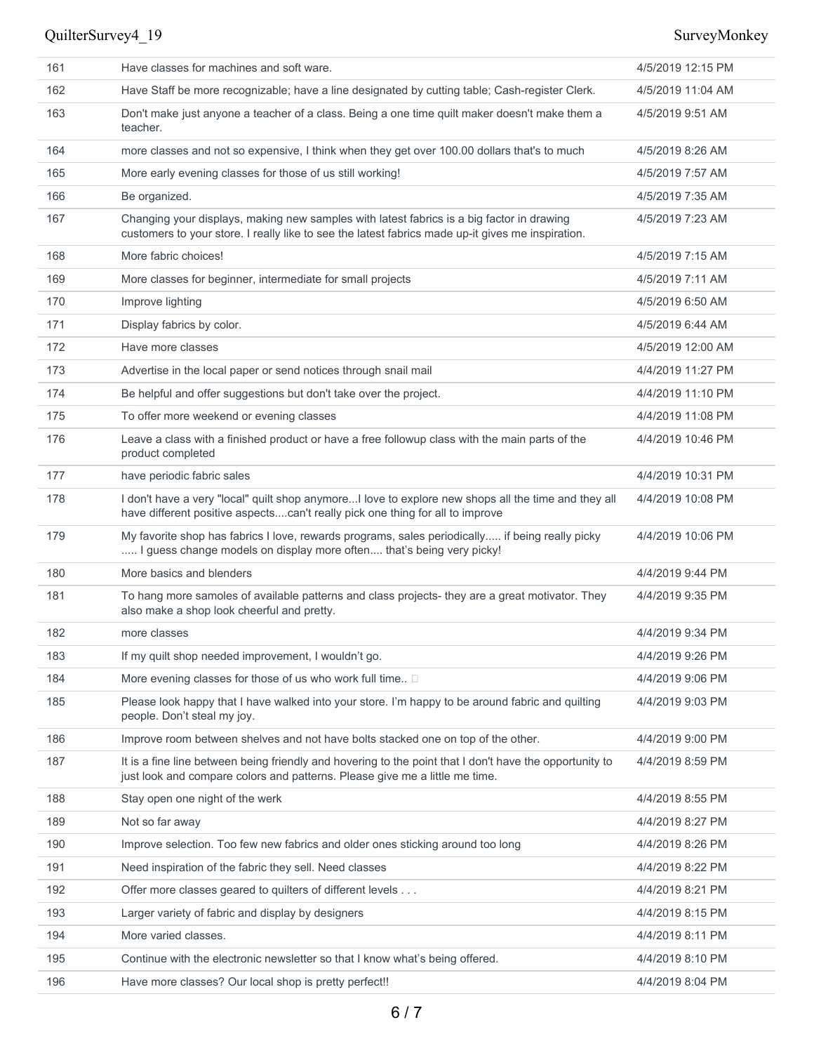| | | |
|---|---|---|
| 161 | Have classes for machines and soft ware. | 4/5/2019 12:15 PM |
| 162 | Have Staff be more recognizable; have a line designated by cutting table; Cash-register Clerk. | 4/5/2019 11:04 AM |
| 163 | Don't make just anyone a teacher of a class. Being a one time quilt maker doesn't make them a teacher. | 4/5/2019 9:51 AM |
| 164 | more classes and not so expensive, I think when they get over 100.00 dollars that's to much | 4/5/2019 8:26 AM |
| 165 | More early evening classes for those of us still working! | 4/5/2019 7:57 AM |
| 166 | Be organized. | 4/5/2019 7:35 AM |
| 167 | Changing your displays, making new samples with latest fabrics is a big factor in drawing customers to your store. I really like to see the latest fabrics made up-it gives me inspiration. | 4/5/2019 7:23 AM |
| 168 | More fabric choices! | 4/5/2019 7:15 AM |
| 169 | More classes for beginner, intermediate for small projects | 4/5/2019 7:11 AM |
| 170 | Improve lighting | 4/5/2019 6:50 AM |
| 171 | Display fabrics by color. | 4/5/2019 6:44 AM |
| 172 | Have more classes | 4/5/2019 12:00 AM |
| 173 | Advertise in the local paper or send notices through snail mail | 4/4/2019 11:27 PM |
| 174 | Be helpful and offer suggestions but don't take over the project. | 4/4/2019 11:10 PM |
| 175 | To offer more weekend or evening classes | 4/4/2019 11:08 PM |
| 176 | Leave a class with a finished product or have a free followup class with the main parts of the product completed | 4/4/2019 10:46 PM |
| 177 | have periodic fabric sales | 4/4/2019 10:31 PM |
| 178 | I don't have a very "local" quilt shop anymore...I love to explore new shops all the time and they all have different positive aspects....can't really pick one thing for all to improve | 4/4/2019 10:08 PM |
| 179 | My favorite shop has fabrics I love, rewards programs, sales periodically..... if being really picky ..... I guess change models on display more often.... that's being very picky! | 4/4/2019 10:06 PM |
| 180 | More basics and blenders | 4/4/2019 9:44 PM |
| 181 | To hang more samoles of available patterns and class projects- they are a great motivator. They also make a shop look cheerful and pretty. | 4/4/2019 9:35 PM |
| 182 | more classes | 4/4/2019 9:34 PM |
| 183 | If my quilt shop needed improvement, I wouldn't go. | 4/4/2019 9:26 PM |
| 184 | More evening classes for those of us who work full time.. | 4/4/2019 9:06 PM |
| 185 | Please look happy that I have walked into your store. I'm happy to be around fabric and quilting people. Don't steal my joy. | 4/4/2019 9:03 PM |
| 186 | Improve room between shelves and not have bolts stacked one on top of the other. | 4/4/2019 9:00 PM |
| 187 | It is a fine line between being friendly and hovering to the point that I don't have the opportunity to just look and compare colors and patterns. Please give me a little me time. | 4/4/2019 8:59 PM |
| 188 | Stay open one night of the werk | 4/4/2019 8:55 PM |
| 189 | Not so far away | 4/4/2019 8:27 PM |
| 190 | Improve selection. Too few new fabrics and older ones sticking around too long | 4/4/2019 8:26 PM |
| 191 | Need inspiration of the fabric they sell. Need classes | 4/4/2019 8:22 PM |
| 192 | Offer more classes geared to quilters of different levels . . . | 4/4/2019 8:21 PM |
| 193 | Larger variety of fabric and display by designers | 4/4/2019 8:15 PM |
| 194 | More varied classes. | 4/4/2019 8:11 PM |
| 195 | Continue with the electronic newsletter so that I know what's being offered. | 4/4/2019 8:10 PM |
| 196 | Have more classes? Our local shop is pretty perfect!! | 4/4/2019 8:04 PM |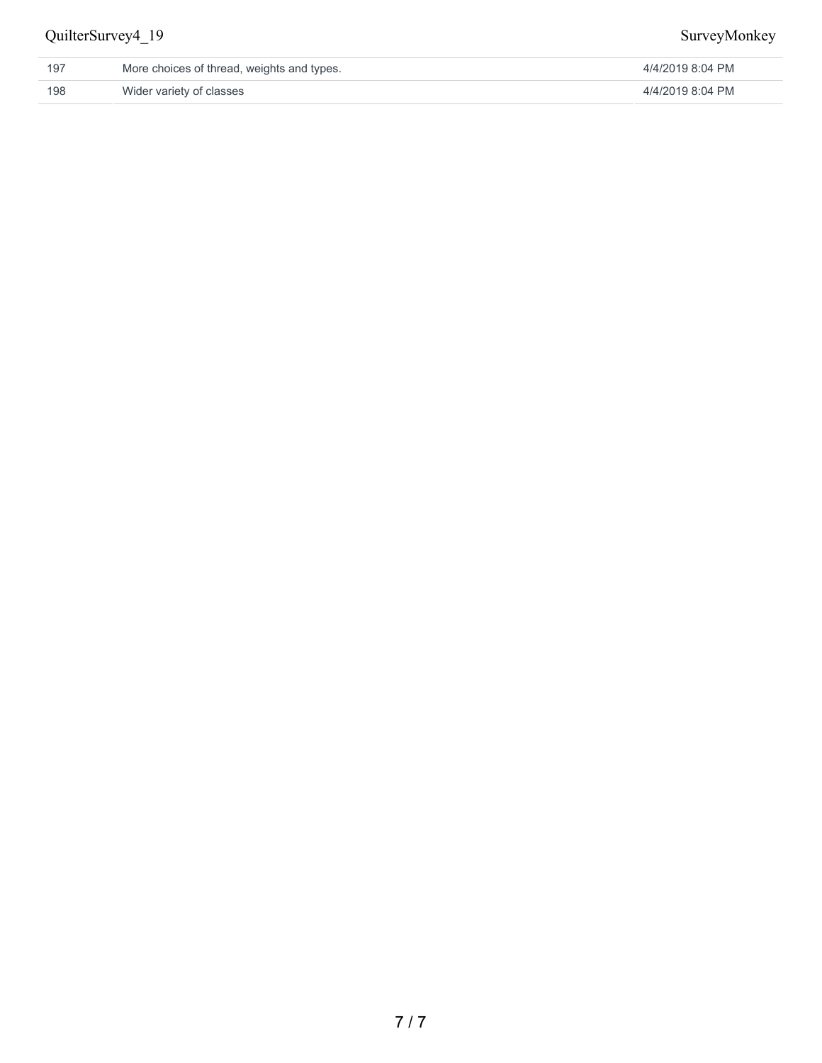| | | |
|---|---|---|
| 197 | More choices of thread, weights and types. | 4/4/2019 8:04 PM |
| 198 | Wider variety of classes | 4/4/2019 8:04 PM |